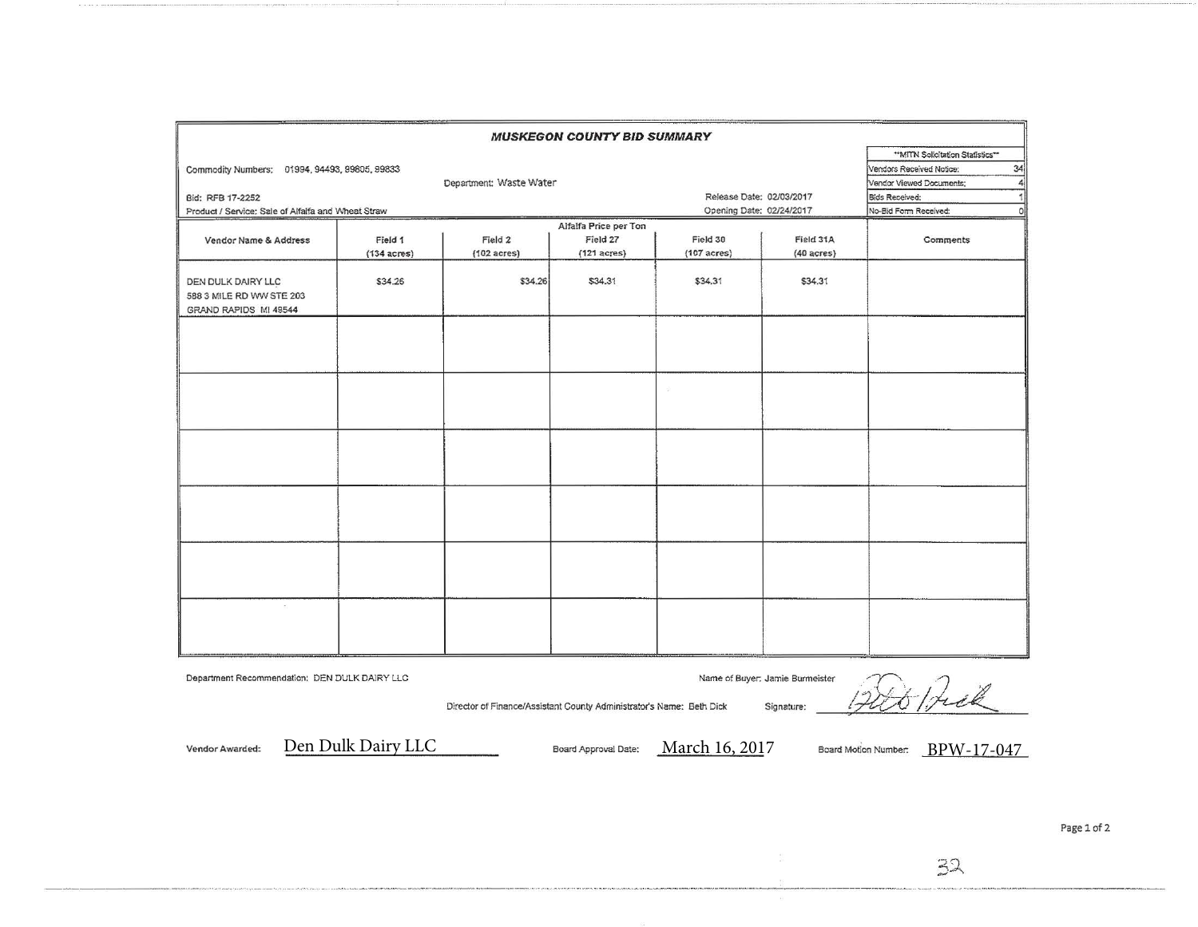# MUSKEGON COUNTY BID SUMMARY

Commodity Numbers: 01994, 94493, 99605, 99833

Department: Waste Water

Bid: RFB 17-2252

Product / Service: Sale of Alfalfa and Wheat Straw

Release Date: 02/03/2017

Opening Date: 02/24/2017

| **MITN Solicitation Statistics** | |
|---|---|
| Vendors Received Notice: | 34 |
| Vendor Viewed Documents: | 4 |
| Bids Received: | 1 |
| No-Bid Form Received: | 0 |

| Vendor Name & Address | Alfalfa Price per Ton<br>Field 1<br>(134 acres) | Field 2<br>(102 acres) | Field 27<br>(121 acres) | Field 30<br>(107 acres) | Field 31A<br>(40 acres) | Comments |
|---|---|---|---|---|---|---|
| DEN DULK DAIRY LLC<br>588 3 MILE RD WW STE 203<br>GRAND RAPIDS MI 49544 | $34.26 | $34.26 | $34.31 | $34.31 | $34.31 | |
| | | | | | | |
| | | | | | | |
| | | | | | | |
| | | | | | | |
| | | | | | | |
| | | | | | | |

Department Recommendation: DEN DULK DAIRY LLC

Name of Buyer: Jamie Burmeister

Director of Finance/Assistant County Administrator's Name: Beth Dick

Signature: Beth Dick

Vendor Awarded: Den Dulk Dairy LLC

Board Approval Date: March 16, 2017

Board Motion Number: BPW-17-047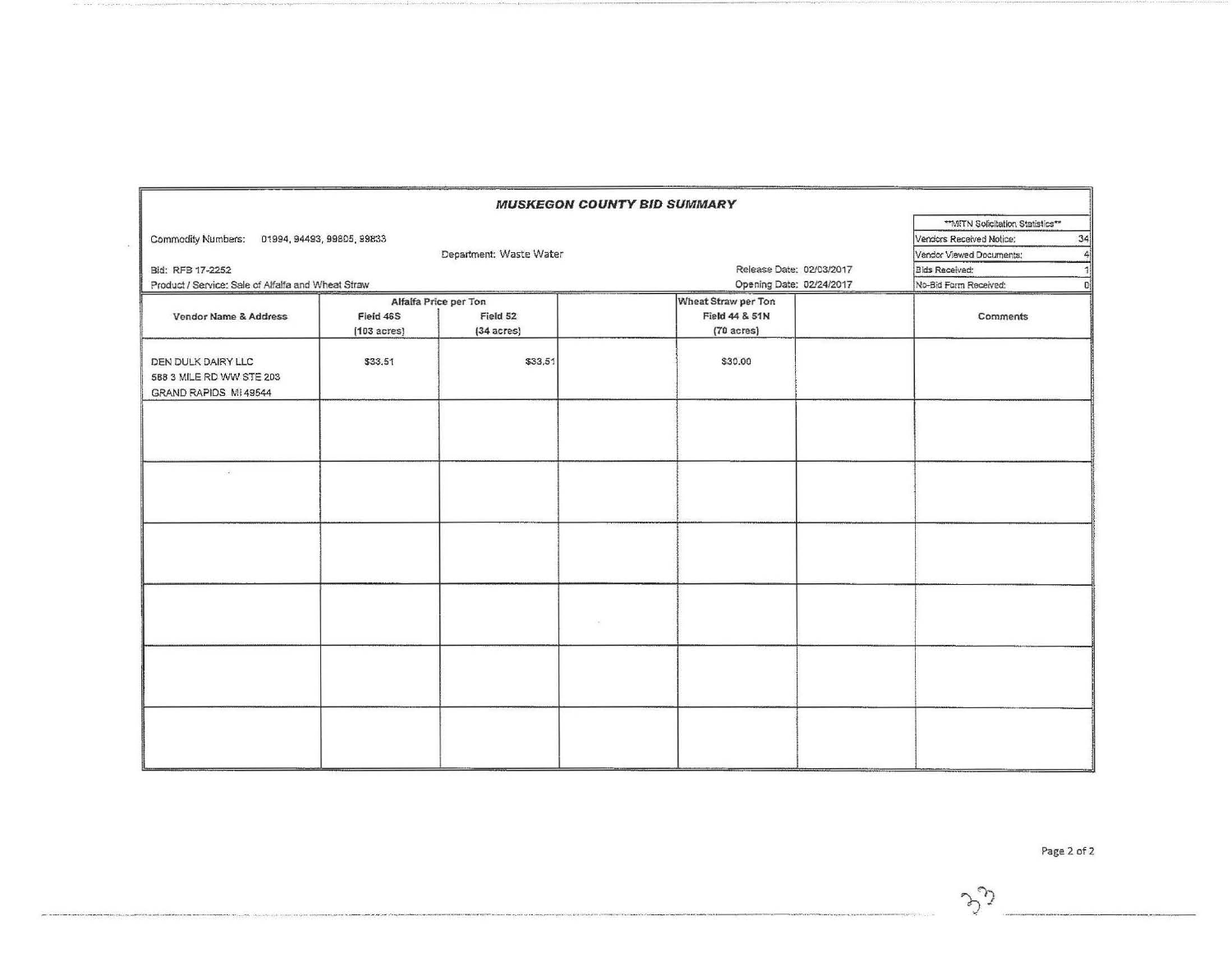## *MUSKEGON COUNTY BID SUMMARY*

Commodity Numbers: 01994, 94493, 99805, 99833

Department: Waste Water

Bid: RFB 17-2252

Release Date: 02/03/2017

Product / Service: Sale of Alfalfa and Wheat Straw

Opening Date: 02/24/2017

| **MITN Solicitation Statistics** | |
|---|---|
| Vendors Received Notice: | 34 |
| Vendor Viewed Documents: | 4 |
| Bids Received: | 1 |
| No-Bid Form Received: | 0 |

| Vendor Name & Address | Alfalfa Price per Ton | | | Wheat Straw per Ton | | Comments |
|---|---|---|---|---|---|---|
| | Field 46S (103 acres) | Field 52 (34 acres) | | Field 44 & 51N (70 acres) | | |
| DEN DULK DAIRY LLC<br>588 3 MILE RD WW STE 203<br>GRAND RAPIDS MI 49544 | $33.51 | $33.51 | | $30.00 | | |
| | | | | | | |
| | | | | | | |
| | | | | | | |
| | | | | | | |
| | | | | | | |
| | | | | | | |